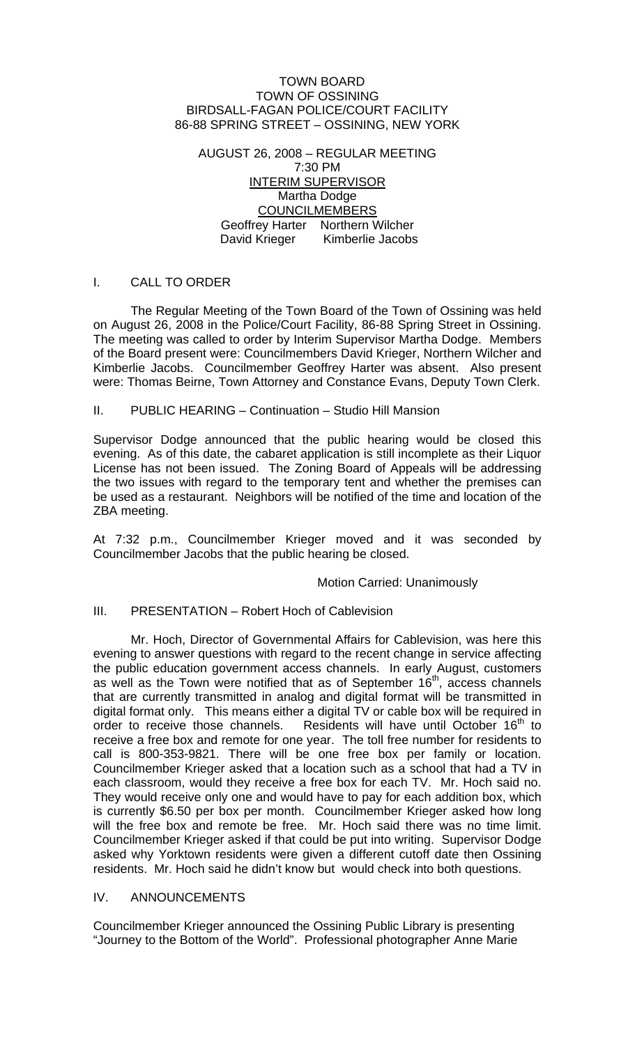TOWN BOARD
TOWN OF OSSINING
BIRDSALL-FAGAN POLICE/COURT FACILITY
86-88 SPRING STREET – OSSINING, NEW YORK

AUGUST 26, 2008 – REGULAR MEETING
7:30 PM
INTERIM SUPERVISOR
Martha Dodge
COUNCILMEMBERS
Geoffrey Harter Northern Wilcher
David Krieger Kimberlie Jacobs

## I. CALL TO ORDER

The Regular Meeting of the Town Board of the Town of Ossining was held on August 26, 2008 in the Police/Court Facility, 86-88 Spring Street in Ossining. The meeting was called to order by Interim Supervisor Martha Dodge. Members of the Board present were: Councilmembers David Krieger, Northern Wilcher and Kimberlie Jacobs. Councilmember Geoffrey Harter was absent. Also present were: Thomas Beirne, Town Attorney and Constance Evans, Deputy Town Clerk.

## II. PUBLIC HEARING – Continuation – Studio Hill Mansion

Supervisor Dodge announced that the public hearing would be closed this evening. As of this date, the cabaret application is still incomplete as their Liquor License has not been issued. The Zoning Board of Appeals will be addressing the two issues with regard to the temporary tent and whether the premises can be used as a restaurant. Neighbors will be notified of the time and location of the ZBA meeting.

At 7:32 p.m., Councilmember Krieger moved and it was seconded by Councilmember Jacobs that the public hearing be closed.

Motion Carried: Unanimously

## III. PRESENTATION – Robert Hoch of Cablevision

Mr. Hoch, Director of Governmental Affairs for Cablevision, was here this evening to answer questions with regard to the recent change in service affecting the public education government access channels. In early August, customers as well as the Town were notified that as of September 16th, access channels that are currently transmitted in analog and digital format will be transmitted in digital format only. This means either a digital TV or cable box will be required in order to receive those channels. Residents will have until October 16th to receive a free box and remote for one year. The toll free number for residents to call is 800-353-9821. There will be one free box per family or location. Councilmember Krieger asked that a location such as a school that had a TV in each classroom, would they receive a free box for each TV. Mr. Hoch said no. They would receive only one and would have to pay for each addition box, which is currently $6.50 per box per month. Councilmember Krieger asked how long will the free box and remote be free. Mr. Hoch said there was no time limit. Councilmember Krieger asked if that could be put into writing. Supervisor Dodge asked why Yorktown residents were given a different cutoff date then Ossining residents. Mr. Hoch said he didn't know but would check into both questions.

## IV. ANNOUNCEMENTS

Councilmember Krieger announced the Ossining Public Library is presenting "Journey to the Bottom of the World". Professional photographer Anne Marie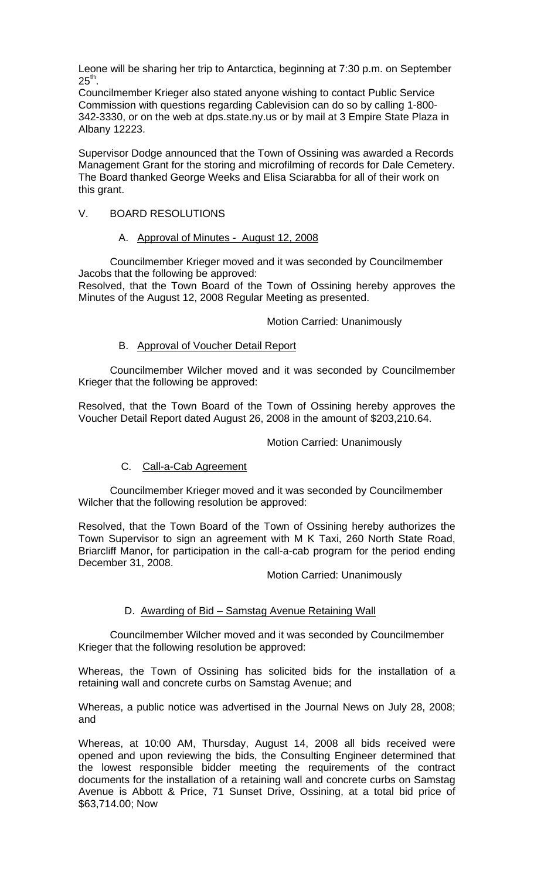Leone will be sharing her trip to Antarctica, beginning at 7:30 p.m. on September 25th.

Councilmember Krieger also stated anyone wishing to contact Public Service Commission with questions regarding Cablevision can do so by calling 1-800-342-3330, or on the web at dps.state.ny.us or by mail at 3 Empire State Plaza in Albany 12223.

Supervisor Dodge announced that the Town of Ossining was awarded a Records Management Grant for the storing and microfilming of records for Dale Cemetery. The Board thanked George Weeks and Elisa Sciarabba for all of their work on this grant.

## V. BOARD RESOLUTIONS

### A. Approval of Minutes - August 12, 2008

Councilmember Krieger moved and it was seconded by Councilmember Jacobs that the following be approved:

Resolved, that the Town Board of the Town of Ossining hereby approves the Minutes of the August 12, 2008 Regular Meeting as presented.

Motion Carried: Unanimously

### B. Approval of Voucher Detail Report

Councilmember Wilcher moved and it was seconded by Councilmember Krieger that the following be approved:

Resolved, that the Town Board of the Town of Ossining hereby approves the Voucher Detail Report dated August 26, 2008 in the amount of $203,210.64.

Motion Carried: Unanimously

### C. Call-a-Cab Agreement

Councilmember Krieger moved and it was seconded by Councilmember Wilcher that the following resolution be approved:

Resolved, that the Town Board of the Town of Ossining hereby authorizes the Town Supervisor to sign an agreement with M K Taxi, 260 North State Road, Briarcliff Manor, for participation in the call-a-cab program for the period ending December 31, 2008.

Motion Carried: Unanimously

### D. Awarding of Bid – Samstag Avenue Retaining Wall

Councilmember Wilcher moved and it was seconded by Councilmember Krieger that the following resolution be approved:

Whereas, the Town of Ossining has solicited bids for the installation of a retaining wall and concrete curbs on Samstag Avenue; and

Whereas, a public notice was advertised in the Journal News on July 28, 2008; and

Whereas, at 10:00 AM, Thursday, August 14, 2008 all bids received were opened and upon reviewing the bids, the Consulting Engineer determined that the lowest responsible bidder meeting the requirements of the contract documents for the installation of a retaining wall and concrete curbs on Samstag Avenue is Abbott & Price, 71 Sunset Drive, Ossining, at a total bid price of $63,714.00; Now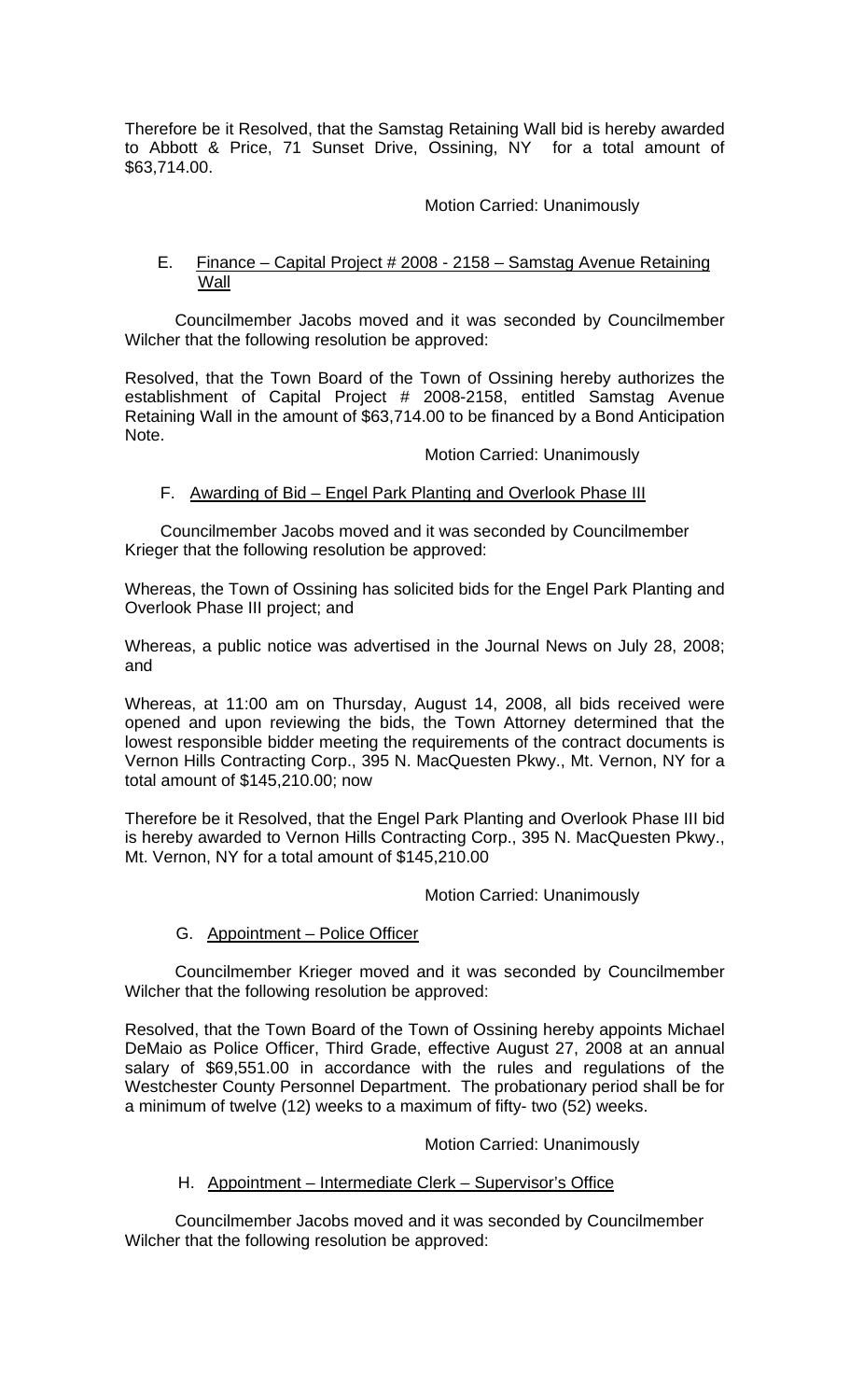Therefore be it Resolved, that the Samstag Retaining Wall bid is hereby awarded to Abbott & Price, 71 Sunset Drive, Ossining, NY for a total amount of $63,714.00.

Motion Carried: Unanimously

E. Finance – Capital Project # 2008 - 2158 – Samstag Avenue Retaining Wall

Councilmember Jacobs moved and it was seconded by Councilmember Wilcher that the following resolution be approved:

Resolved, that the Town Board of the Town of Ossining hereby authorizes the establishment of Capital Project # 2008-2158, entitled Samstag Avenue Retaining Wall in the amount of $63,714.00 to be financed by a Bond Anticipation Note.

Motion Carried: Unanimously

F. Awarding of Bid – Engel Park Planting and Overlook Phase III

Councilmember Jacobs moved and it was seconded by Councilmember Krieger that the following resolution be approved:

Whereas, the Town of Ossining has solicited bids for the Engel Park Planting and Overlook Phase III project; and

Whereas, a public notice was advertised in the Journal News on July 28, 2008; and

Whereas, at 11:00 am on Thursday, August 14, 2008, all bids received were opened and upon reviewing the bids, the Town Attorney determined that the lowest responsible bidder meeting the requirements of the contract documents is Vernon Hills Contracting Corp., 395 N. MacQuesten Pkwy., Mt. Vernon, NY for a total amount of $145,210.00; now

Therefore be it Resolved, that the Engel Park Planting and Overlook Phase III bid is hereby awarded to Vernon Hills Contracting Corp., 395 N. MacQuesten Pkwy., Mt. Vernon, NY for a total amount of $145,210.00

Motion Carried: Unanimously

G. Appointment – Police Officer

Councilmember Krieger moved and it was seconded by Councilmember Wilcher that the following resolution be approved:

Resolved, that the Town Board of the Town of Ossining hereby appoints Michael DeMaio as Police Officer, Third Grade, effective August 27, 2008 at an annual salary of $69,551.00 in accordance with the rules and regulations of the Westchester County Personnel Department. The probationary period shall be for a minimum of twelve (12) weeks to a maximum of fifty- two (52) weeks.

Motion Carried: Unanimously

H. Appointment – Intermediate Clerk – Supervisor's Office

Councilmember Jacobs moved and it was seconded by Councilmember Wilcher that the following resolution be approved: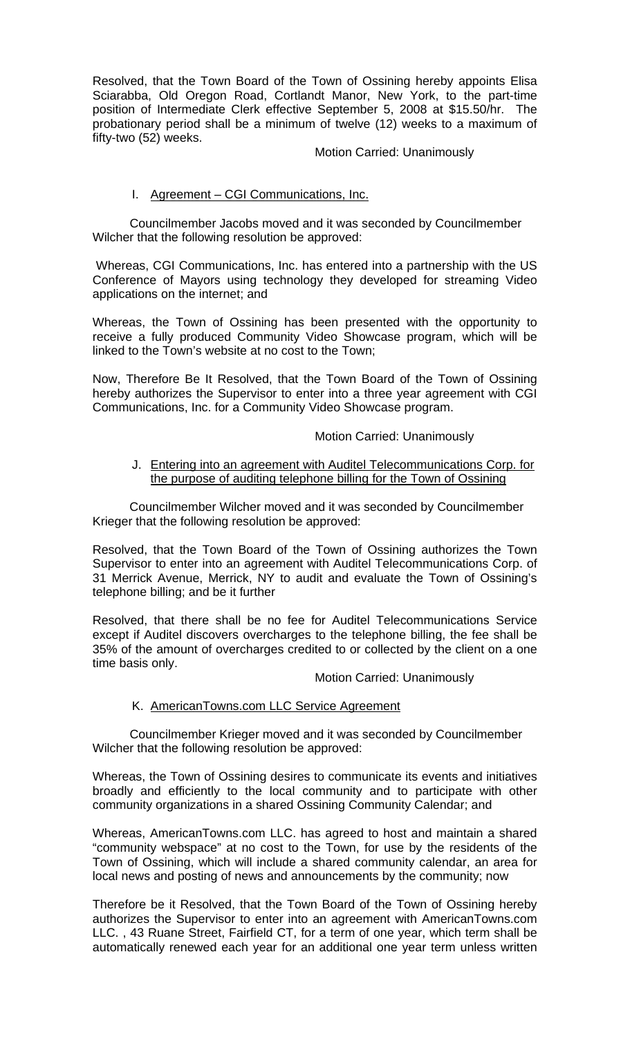Resolved, that the Town Board of the Town of Ossining hereby appoints Elisa Sciarabba, Old Oregon Road, Cortlandt Manor, New York, to the part-time position of Intermediate Clerk effective September 5, 2008 at $15.50/hr. The probationary period shall be a minimum of twelve (12) weeks to a maximum of fifty-two (52) weeks.

Motion Carried: Unanimously

I. Agreement – CGI Communications, Inc.

Councilmember Jacobs moved and it was seconded by Councilmember Wilcher that the following resolution be approved:

Whereas, CGI Communications, Inc. has entered into a partnership with the US Conference of Mayors using technology they developed for streaming Video applications on the internet; and

Whereas, the Town of Ossining has been presented with the opportunity to receive a fully produced Community Video Showcase program, which will be linked to the Town's website at no cost to the Town;

Now, Therefore Be It Resolved, that the Town Board of the Town of Ossining hereby authorizes the Supervisor to enter into a three year agreement with CGI Communications, Inc. for a Community Video Showcase program.

Motion Carried: Unanimously

J. Entering into an agreement with Auditel Telecommunications Corp. for the purpose of auditing telephone billing for the Town of Ossining

Councilmember Wilcher moved and it was seconded by Councilmember Krieger that the following resolution be approved:

Resolved, that the Town Board of the Town of Ossining authorizes the Town Supervisor to enter into an agreement with Auditel Telecommunications Corp. of 31 Merrick Avenue, Merrick, NY to audit and evaluate the Town of Ossining's telephone billing; and be it further

Resolved, that there shall be no fee for Auditel Telecommunications Service except if Auditel discovers overcharges to the telephone billing, the fee shall be 35% of the amount of overcharges credited to or collected by the client on a one time basis only.

Motion Carried: Unanimously

K. AmericanTowns.com LLC Service Agreement

Councilmember Krieger moved and it was seconded by Councilmember Wilcher that the following resolution be approved:

Whereas, the Town of Ossining desires to communicate its events and initiatives broadly and efficiently to the local community and to participate with other community organizations in a shared Ossining Community Calendar; and

Whereas, AmericanTowns.com LLC. has agreed to host and maintain a shared "community webspace" at no cost to the Town, for use by the residents of the Town of Ossining, which will include a shared community calendar, an area for local news and posting of news and announcements by the community; now

Therefore be it Resolved, that the Town Board of the Town of Ossining hereby authorizes the Supervisor to enter into an agreement with AmericanTowns.com LLC. , 43 Ruane Street, Fairfield CT, for a term of one year, which term shall be automatically renewed each year for an additional one year term unless written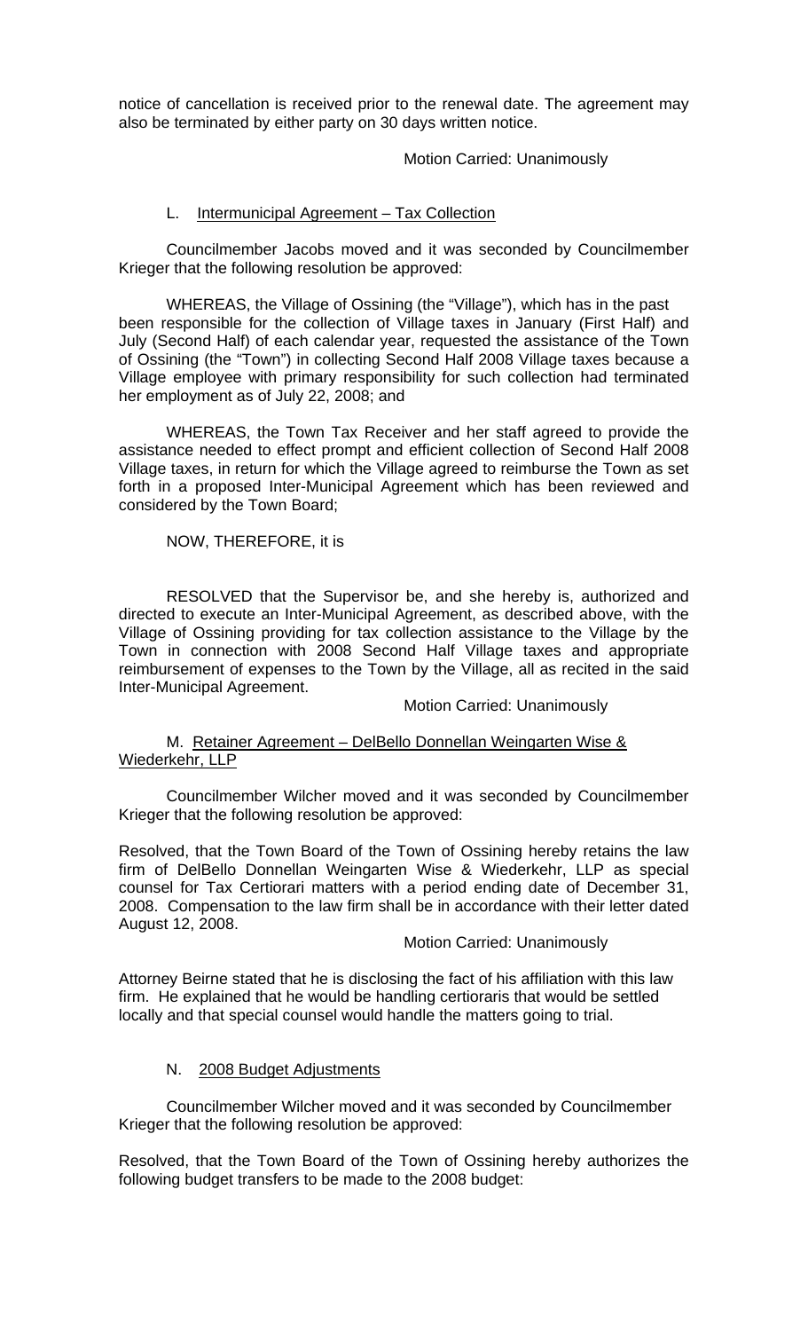notice of cancellation is received prior to the renewal date. The agreement may also be terminated by either party on 30 days written notice.

Motion Carried: Unanimously

L. Intermunicipal Agreement – Tax Collection

Councilmember Jacobs moved and it was seconded by Councilmember Krieger that the following resolution be approved:

WHEREAS, the Village of Ossining (the "Village"), which has in the past been responsible for the collection of Village taxes in January (First Half) and July (Second Half) of each calendar year, requested the assistance of the Town of Ossining (the "Town") in collecting Second Half 2008 Village taxes because a Village employee with primary responsibility for such collection had terminated her employment as of July 22, 2008; and

WHEREAS, the Town Tax Receiver and her staff agreed to provide the assistance needed to effect prompt and efficient collection of Second Half 2008 Village taxes, in return for which the Village agreed to reimburse the Town as set forth in a proposed Inter-Municipal Agreement which has been reviewed and considered by the Town Board;

NOW, THEREFORE, it is

RESOLVED that the Supervisor be, and she hereby is, authorized and directed to execute an Inter-Municipal Agreement, as described above, with the Village of Ossining providing for tax collection assistance to the Village by the Town in connection with 2008 Second Half Village taxes and appropriate reimbursement of expenses to the Town by the Village, all as recited in the said Inter-Municipal Agreement.

Motion Carried: Unanimously

M. Retainer Agreement – DelBello Donnellan Weingarten Wise & Wiederkehr, LLP

Councilmember Wilcher moved and it was seconded by Councilmember Krieger that the following resolution be approved:

Resolved, that the Town Board of the Town of Ossining hereby retains the law firm of DelBello Donnellan Weingarten Wise & Wiederkehr, LLP as special counsel for Tax Certiorari matters with a period ending date of December 31, 2008. Compensation to the law firm shall be in accordance with their letter dated August 12, 2008.

Motion Carried: Unanimously

Attorney Beirne stated that he is disclosing the fact of his affiliation with this law firm. He explained that he would be handling certioraris that would be settled locally and that special counsel would handle the matters going to trial.

N. 2008 Budget Adjustments

Councilmember Wilcher moved and it was seconded by Councilmember Krieger that the following resolution be approved:

Resolved, that the Town Board of the Town of Ossining hereby authorizes the following budget transfers to be made to the 2008 budget: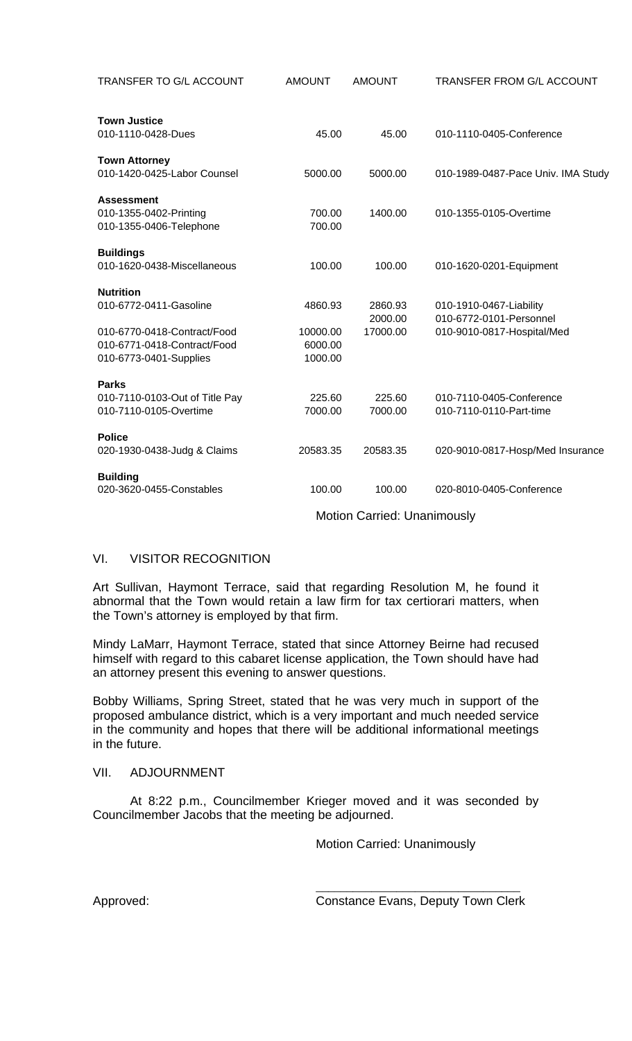| TRANSFER TO G/L ACCOUNT | AMOUNT | AMOUNT | TRANSFER FROM G/L ACCOUNT |
|---|---|---|---|
| **Town Justice** | | | |
| 010-1110-0428-Dues | 45.00 | 45.00 | 010-1110-0405-Conference |
| **Town Attorney** | | | |
| 010-1420-0425-Labor Counsel | 5000.00 | 5000.00 | 010-1989-0487-Pace Univ. IMA Study |
| **Assessment** | | | |
| 010-1355-0402-Printing | 700.00 | 1400.00 | 010-1355-0105-Overtime |
| 010-1355-0406-Telephone | 700.00 | | |
| **Buildings** | | | |
| 010-1620-0438-Miscellaneous | 100.00 | 100.00 | 010-1620-0201-Equipment |
| **Nutrition** | | | |
| 010-6772-0411-Gasoline | 4860.93 | 2860.93 | 010-1910-0467-Liability |
| | | 2000.00 | 010-6772-0101-Personnel |
| 010-6770-0418-Contract/Food | 10000.00 | 17000.00 | 010-9010-0817-Hospital/Med |
| 010-6771-0418-Contract/Food | 6000.00 | | |
| 010-6773-0401-Supplies | 1000.00 | | |
| **Parks** | | | |
| 010-7110-0103-Out of Title Pay | 225.60 | 225.60 | 010-7110-0405-Conference |
| 010-7110-0105-Overtime | 7000.00 | 7000.00 | 010-7110-0110-Part-time |
| **Police** | | | |
| 020-1930-0438-Judg & Claims | 20583.35 | 20583.35 | 020-9010-0817-Hosp/Med Insurance |
| **Building** | | | |
| 020-3620-0455-Constables | 100.00 | 100.00 | 020-8010-0405-Conference |

Motion Carried: Unanimously

## VI. VISITOR RECOGNITION

Art Sullivan, Haymont Terrace, said that regarding Resolution M, he found it abnormal that the Town would retain a law firm for tax certiorari matters, when the Town's attorney is employed by that firm.

Mindy LaMarr, Haymont Terrace, stated that since Attorney Beirne had recused himself with regard to this cabaret license application, the Town should have had an attorney present this evening to answer questions.

Bobby Williams, Spring Street, stated that he was very much in support of the proposed ambulance district, which is a very important and much needed service in the community and hopes that there will be additional informational meetings in the future.

## VII. ADJOURNMENT

At 8:22 p.m., Councilmember Krieger moved and it was seconded by Councilmember Jacobs that the meeting be adjourned.

Motion Carried: Unanimously

Approved:

\_\_\_\_\_\_\_\_\_\_\_\_\_\_\_\_\_\_\_\_\_\_\_\_\_\_\_\_\_\_
Constance Evans, Deputy Town Clerk